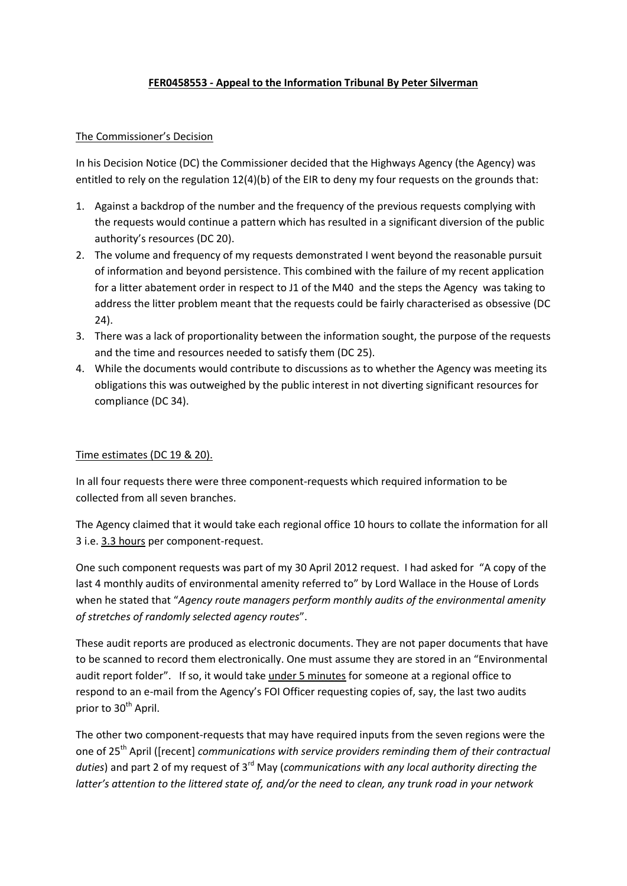**<u>FER0458553 - Appeal to the Information Tribunal By Peter Silverman</u>**

<u>The Commissioner's Decision</u>

In his Decision Notice (DC) the Commissioner decided that the Highways Agency (the Agency) was entitled to rely on the regulation 12(4)(b) of the EIR to deny my four requests on the grounds that:

1. Against a backdrop of the number and the frequency of the previous requests complying with the requests would continue a pattern which has resulted in a significant diversion of the public authority's resources (DC 20).
2. The volume and frequency of my requests demonstrated I went beyond the reasonable pursuit of information and beyond persistence. This combined with the failure of my recent application for a litter abatement order in respect to J1 of the M40 and the steps the Agency was taking to address the litter problem meant that the requests could be fairly characterised as obsessive (DC 24).
3. There was a lack of proportionality between the information sought, the purpose of the requests and the time and resources needed to satisfy them (DC 25).
4. While the documents would contribute to discussions as to whether the Agency was meeting its obligations this was outweighed by the public interest in not diverting significant resources for compliance (DC 34).

<u>Time estimates (DC 19 & 20).</u>

In all four requests there were three component-requests which required information to be collected from all seven branches.

The Agency claimed that it would take each regional office 10 hours to collate the information for all 3 i.e. <u>3.3 hours</u> per component-request.

One such component requests was part of my 30 April 2012 request. I had asked for "A copy of the last 4 monthly audits of environmental amenity referred to" by Lord Wallace in the House of Lords when he stated that "*Agency route managers perform monthly audits of the environmental amenity of stretches of randomly selected agency routes*".

These audit reports are produced as electronic documents. They are not paper documents that have to be scanned to record them electronically. One must assume they are stored in an "Environmental audit report folder". If so, it would take <u>under 5 minutes</u> for someone at a regional office to respond to an e-mail from the Agency's FOI Officer requesting copies of, say, the last two audits prior to 30th April.

The other two component-requests that may have required inputs from the seven regions were the one of 25th April ([recent] *communications with service providers reminding them of their contractual duties*) and part 2 of my request of 3rd May (*communications with any local authority directing the latter's attention to the littered state of, and/or the need to clean, any trunk road in your network*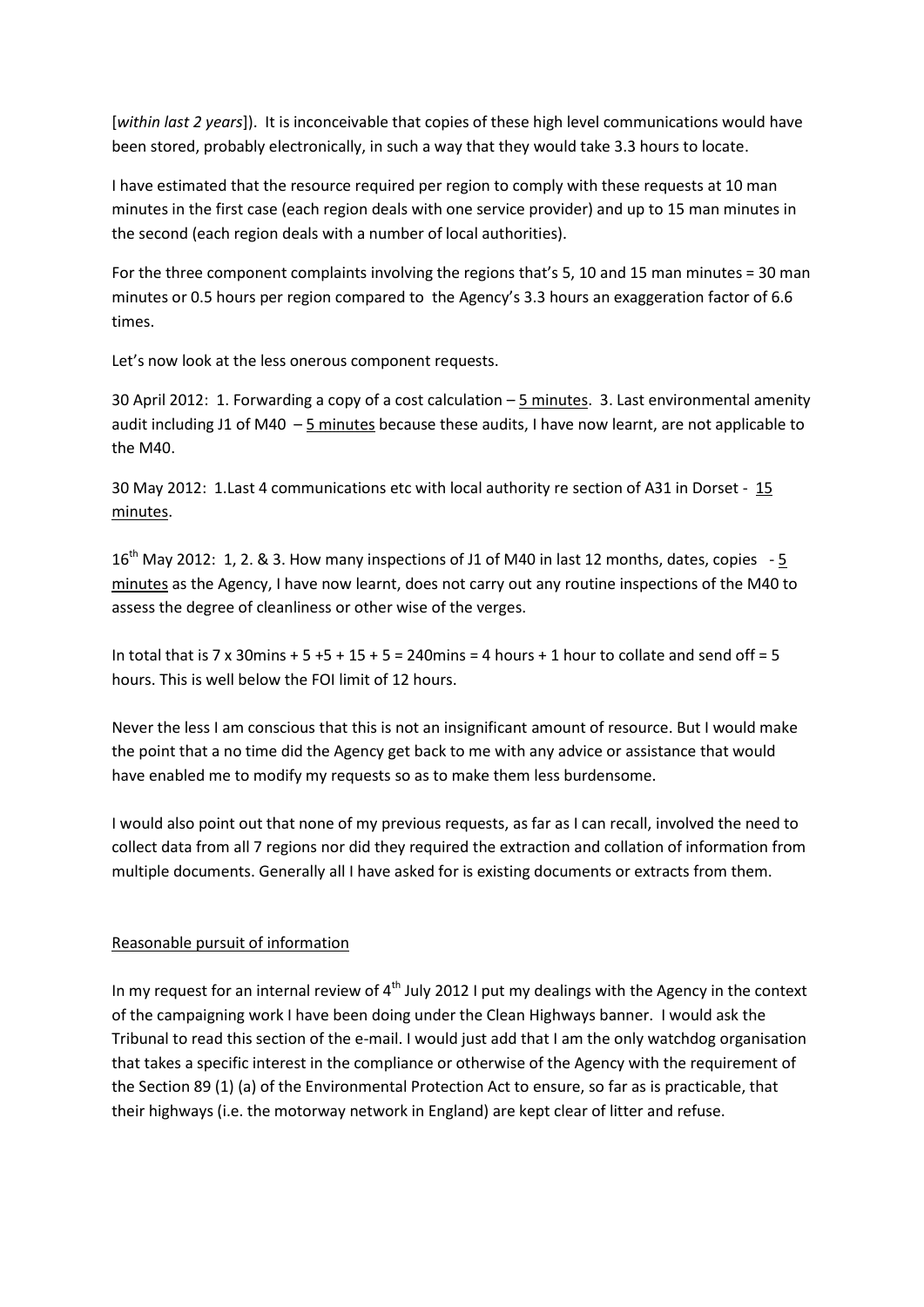[*within last 2 years*]). It is inconceivable that copies of these high level communications would have been stored, probably electronically, in such a way that they would take 3.3 hours to locate.

I have estimated that the resource required per region to comply with these requests at 10 man minutes in the first case (each region deals with one service provider) and up to 15 man minutes in the second (each region deals with a number of local authorities).

For the three component complaints involving the regions that's 5, 10 and 15 man minutes = 30 man minutes or 0.5 hours per region compared to the Agency's 3.3 hours an exaggeration factor of 6.6 times.

Let's now look at the less onerous component requests.

30 April 2012: 1. Forwarding a copy of a cost calculation – 5 minutes. 3. Last environmental amenity audit including J1 of M40 – 5 minutes because these audits, I have now learnt, are not applicable to the M40.

30 May 2012: 1.Last 4 communications etc with local authority re section of A31 in Dorset - 15 minutes.

16th May 2012: 1, 2. & 3. How many inspections of J1 of M40 in last 12 months, dates, copies - 5 minutes as the Agency, I have now learnt, does not carry out any routine inspections of the M40 to assess the degree of cleanliness or other wise of the verges.

In total that is 7 x 30mins + 5 +5 + 15 + 5 = 240mins = 4 hours + 1 hour to collate and send off = 5 hours. This is well below the FOI limit of 12 hours.

Never the less I am conscious that this is not an insignificant amount of resource. But I would make the point that a no time did the Agency get back to me with any advice or assistance that would have enabled me to modify my requests so as to make them less burdensome.

I would also point out that none of my previous requests, as far as I can recall, involved the need to collect data from all 7 regions nor did they required the extraction and collation of information from multiple documents. Generally all I have asked for is existing documents or extracts from them.

Reasonable pursuit of information

In my request for an internal review of 4th July 2012 I put my dealings with the Agency in the context of the campaigning work I have been doing under the Clean Highways banner. I would ask the Tribunal to read this section of the e-mail. I would just add that I am the only watchdog organisation that takes a specific interest in the compliance or otherwise of the Agency with the requirement of the Section 89 (1) (a) of the Environmental Protection Act to ensure, so far as is practicable, that their highways (i.e. the motorway network in England) are kept clear of litter and refuse.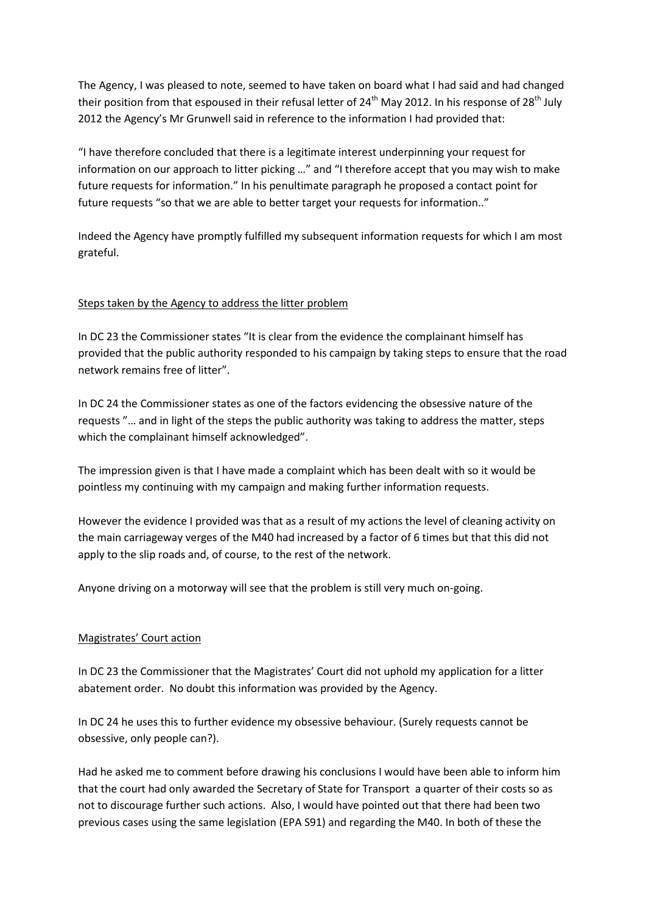The Agency, I was pleased to note, seemed to have taken on board what I had said and had changed their position from that espoused in their refusal letter of 24th May 2012. In his response of 28th July 2012 the Agency's Mr Grunwell said in reference to the information I had provided that:

"I have therefore concluded that there is a legitimate interest underpinning your request for information on our approach to litter picking …" and "I therefore accept that you may wish to make future requests for information." In his penultimate paragraph he proposed a contact point for future requests "so that we are able to better target your requests for information.."

Indeed the Agency have promptly fulfilled my subsequent information requests for which I am most grateful.

## Steps taken by the Agency to address the litter problem

In DC 23 the Commissioner states "It is clear from the evidence the complainant himself has provided that the public authority responded to his campaign by taking steps to ensure that the road network remains free of litter".

In DC 24 the Commissioner states as one of the factors evidencing the obsessive nature of the requests "… and in light of the steps the public authority was taking to address the matter, steps which the complainant himself acknowledged".

The impression given is that I have made a complaint which has been dealt with so it would be pointless my continuing with my campaign and making further information requests.

However the evidence I provided was that as a result of my actions the level of cleaning activity on the main carriageway verges of the M40 had increased by a factor of 6 times but that this did not apply to the slip roads and, of course, to the rest of the network.

Anyone driving on a motorway will see that the problem is still very much on-going.

## Magistrates' Court action

In DC 23 the Commissioner that the Magistrates' Court did not uphold my application for a litter abatement order. No doubt this information was provided by the Agency.

In DC 24 he uses this to further evidence my obsessive behaviour. (Surely requests cannot be obsessive, only people can?).

Had he asked me to comment before drawing his conclusions I would have been able to inform him that the court had only awarded the Secretary of State for Transport a quarter of their costs so as not to discourage further such actions. Also, I would have pointed out that there had been two previous cases using the same legislation (EPA S91) and regarding the M40. In both of these the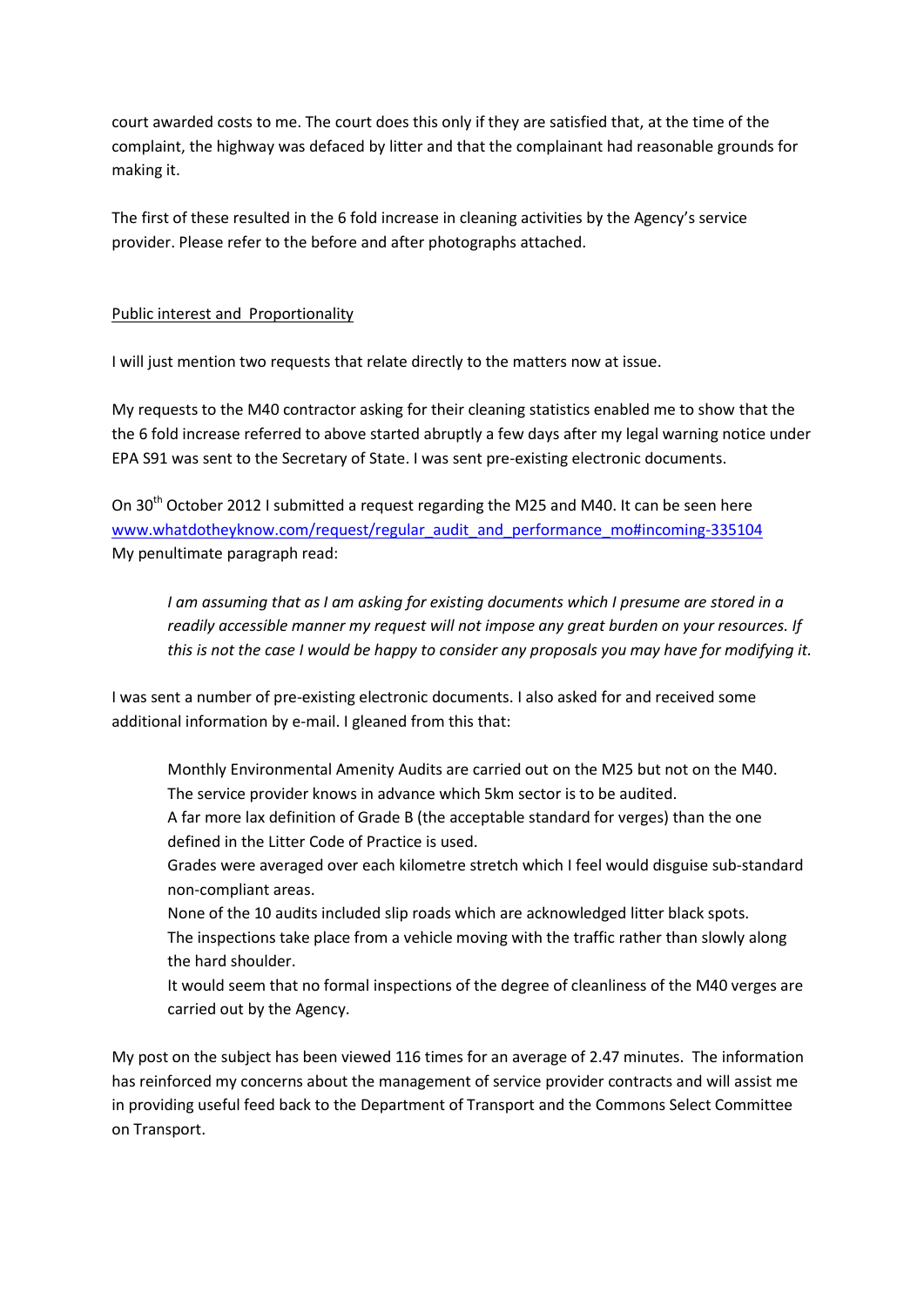court awarded costs to me. The court does this only if they are satisfied that, at the time of the complaint, the highway was defaced by litter and that the complainant had reasonable grounds for making it.

The first of these resulted in the 6 fold increase in cleaning activities by the Agency's service provider. Please refer to the before and after photographs attached.

<u>Public interest and  Proportionality</u>

I will just mention two requests that relate directly to the matters now at issue.

My requests to the M40 contractor asking for their cleaning statistics enabled me to show that the the 6 fold increase referred to above started abruptly a few days after my legal warning notice under EPA S91 was sent to the Secretary of State. I was sent pre-existing electronic documents.

On 30th October 2012 I submitted a request regarding the M25 and M40. It can be seen here [www.whatdotheyknow.com/request/regular_audit_and_performance_mo#incoming-335104](http://www.whatdotheyknow.com/request/regular_audit_and_performance_mo#incoming-335104)
My penultimate paragraph read:

> *I am assuming that as I am asking for existing documents which I presume are stored in a readily accessible manner my request will not impose any great burden on your resources. If this is not the case I would be happy to consider any proposals you may have for modifying it.*

I was sent a number of pre-existing electronic documents. I also asked for and received some additional information by e-mail. I gleaned from this that:

> Monthly Environmental Amenity Audits are carried out on the M25 but not on the M40.
> The service provider knows in advance which 5km sector is to be audited.
> A far more lax definition of Grade B (the acceptable standard for verges) than the one defined in the Litter Code of Practice is used.
> Grades were averaged over each kilometre stretch which I feel would disguise sub-standard non-compliant areas.
> None of the 10 audits included slip roads which are acknowledged litter black spots.
> The inspections take place from a vehicle moving with the traffic rather than slowly along the hard shoulder.
> It would seem that no formal inspections of the degree of cleanliness of the M40 verges are carried out by the Agency.

My post on the subject has been viewed 116 times for an average of 2.47 minutes. The information has reinforced my concerns about the management of service provider contracts and will assist me in providing useful feed back to the Department of Transport and the Commons Select Committee on Transport.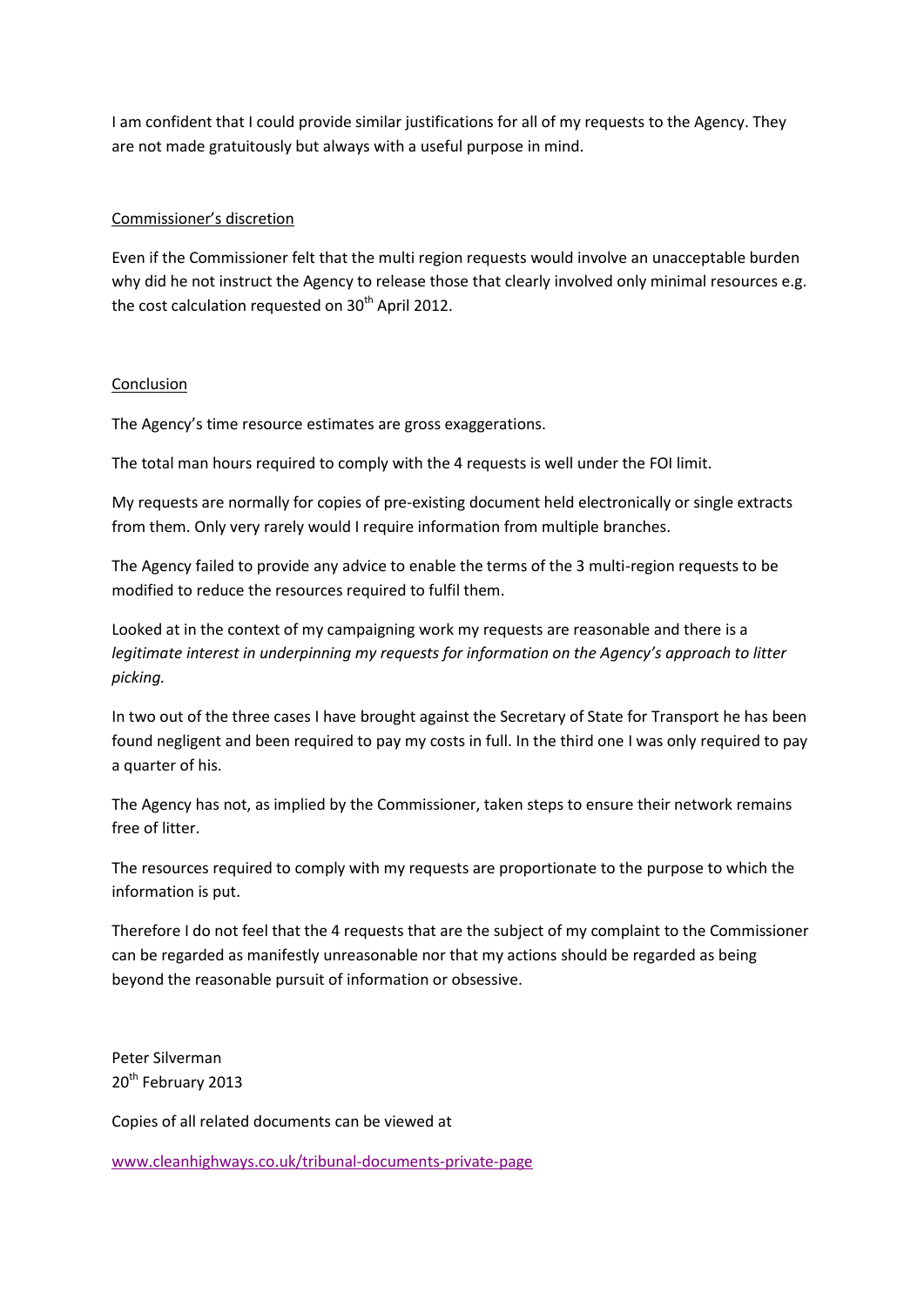I am confident that I could provide similar justifications for all of my requests to the Agency. They are not made gratuitously but always with a useful purpose in mind.

Commissioner's discretion

Even if the Commissioner felt that the multi region requests would involve an unacceptable burden why did he not instruct the Agency to release those that clearly involved only minimal resources e.g. the cost calculation requested on 30th April 2012.

Conclusion

The Agency's time resource estimates are gross exaggerations.

The total man hours required to comply with the 4 requests is well under the FOI limit.

My requests are normally for copies of pre-existing document held electronically or single extracts from them. Only very rarely would I require information from multiple branches.

The Agency failed to provide any advice to enable the terms of the 3 multi-region requests to be modified to reduce the resources required to fulfil them.

Looked at in the context of my campaigning work my requests are reasonable and there is a *legitimate interest in underpinning my requests for information on the Agency's approach to litter picking.*

In two out of the three cases I have brought against the Secretary of State for Transport he has been found negligent and been required to pay my costs in full. In the third one I was only required to pay a quarter of his.

The Agency has not, as implied by the Commissioner, taken steps to ensure their network remains free of litter.

The resources required to comply with my requests are proportionate to the purpose to which the information is put.

Therefore I do not feel that the 4 requests that are the subject of my complaint to the Commissioner can be regarded as manifestly unreasonable nor that my actions should be regarded as being beyond the reasonable pursuit of information or obsessive.

Peter Silverman
20th February 2013

Copies of all related documents can be viewed at

www.cleanhighways.co.uk/tribunal-documents-private-page